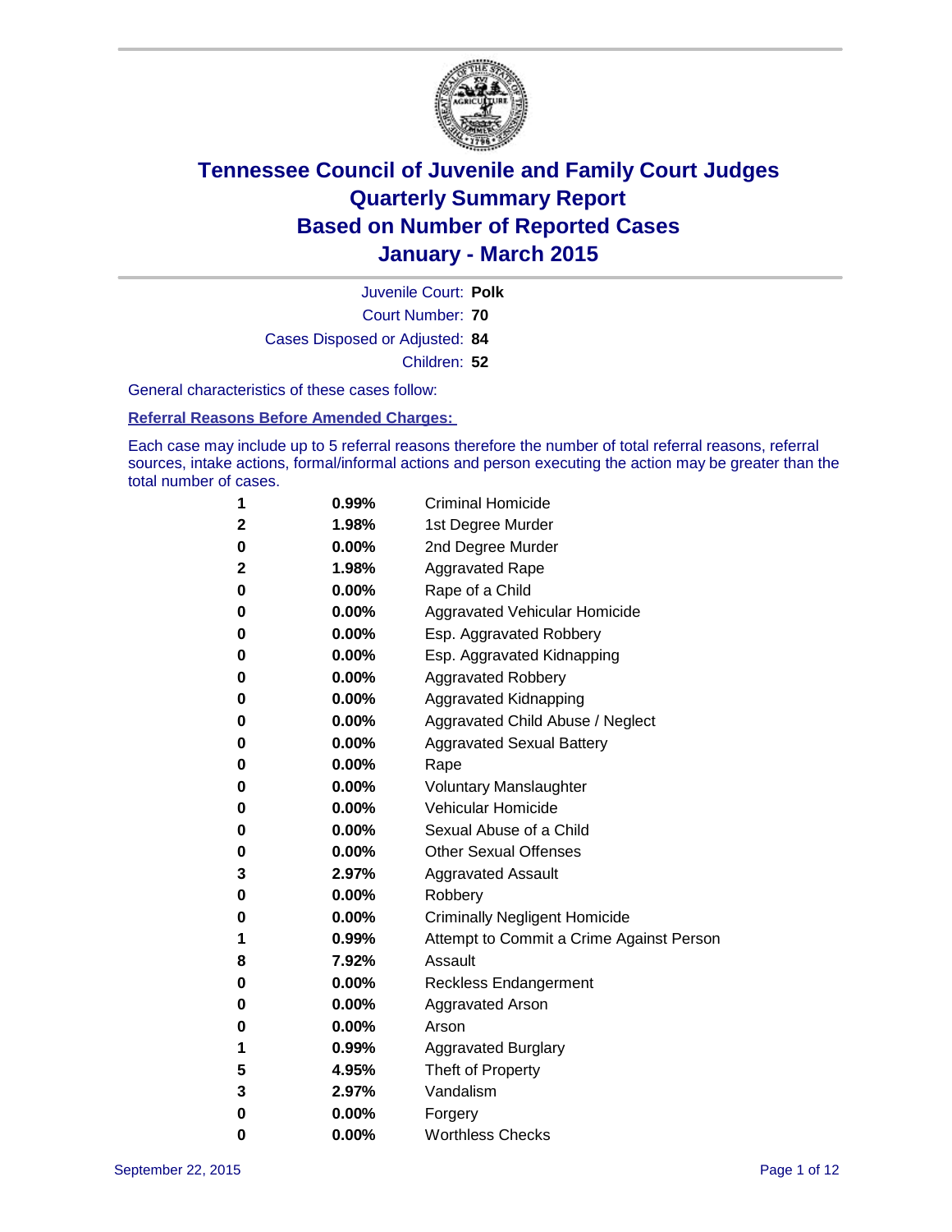# Tennessee Council of Juvenile and Family Court Judges
## Quarterly Summary Report
## Based on Number of Reported Cases
## January - March 2015

Juvenile Court: **Polk**
Court Number: **70**
Cases Disposed or Adjusted: **84**
Children: **52**

General characteristics of these cases follow:

**Referral Reasons Before Amended Charges:**

Each case may include up to 5 referral reasons therefore the number of total referral reasons, referral sources, intake actions, formal/informal actions and person executing the action may be greater than the total number of cases.

| Count | Percent | Referral Reason |
|---|---|---|
| 1 | 0.99% | Criminal Homicide |
| 2 | 1.98% | 1st Degree Murder |
| 0 | 0.00% | 2nd Degree Murder |
| 2 | 1.98% | Aggravated Rape |
| 0 | 0.00% | Rape of a Child |
| 0 | 0.00% | Aggravated Vehicular Homicide |
| 0 | 0.00% | Esp. Aggravated Robbery |
| 0 | 0.00% | Esp. Aggravated Kidnapping |
| 0 | 0.00% | Aggravated Robbery |
| 0 | 0.00% | Aggravated Kidnapping |
| 0 | 0.00% | Aggravated Child Abuse / Neglect |
| 0 | 0.00% | Aggravated Sexual Battery |
| 0 | 0.00% | Rape |
| 0 | 0.00% | Voluntary Manslaughter |
| 0 | 0.00% | Vehicular Homicide |
| 0 | 0.00% | Sexual Abuse of a Child |
| 0 | 0.00% | Other Sexual Offenses |
| 3 | 2.97% | Aggravated Assault |
| 0 | 0.00% | Robbery |
| 0 | 0.00% | Criminally Negligent Homicide |
| 1 | 0.99% | Attempt to Commit a Crime Against Person |
| 8 | 7.92% | Assault |
| 0 | 0.00% | Reckless Endangerment |
| 0 | 0.00% | Aggravated Arson |
| 0 | 0.00% | Arson |
| 1 | 0.99% | Aggravated Burglary |
| 5 | 4.95% | Theft of Property |
| 3 | 2.97% | Vandalism |
| 0 | 0.00% | Forgery |
| 0 | 0.00% | Worthless Checks |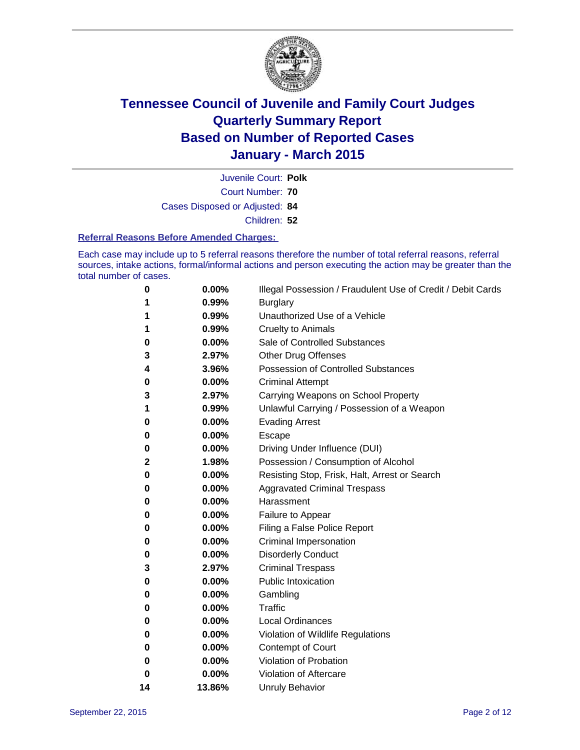# Tennessee Council of Juvenile and Family Court Judges
## Quarterly Summary Report
## Based on Number of Reported Cases
## January - March 2015

Juvenile Court: **Polk**
Court Number: **70**
Cases Disposed or Adjusted: **84**
Children: **52**

### Referral Reasons Before Amended Charges:

Each case may include up to 5 referral reasons therefore the number of total referral reasons, referral sources, intake actions, formal/informal actions and person executing the action may be greater than the total number of cases.

| | | |
|---|---|---|
| 0 | 0.00% | Illegal Possession / Fraudulent Use of Credit / Debit Cards |
| 1 | 0.99% | Burglary |
| 1 | 0.99% | Unauthorized Use of a Vehicle |
| 1 | 0.99% | Cruelty to Animals |
| 0 | 0.00% | Sale of Controlled Substances |
| 3 | 2.97% | Other Drug Offenses |
| 4 | 3.96% | Possession of Controlled Substances |
| 0 | 0.00% | Criminal Attempt |
| 3 | 2.97% | Carrying Weapons on School Property |
| 1 | 0.99% | Unlawful Carrying / Possession of a Weapon |
| 0 | 0.00% | Evading Arrest |
| 0 | 0.00% | Escape |
| 0 | 0.00% | Driving Under Influence (DUI) |
| 2 | 1.98% | Possession / Consumption of Alcohol |
| 0 | 0.00% | Resisting Stop, Frisk, Halt, Arrest or Search |
| 0 | 0.00% | Aggravated Criminal Trespass |
| 0 | 0.00% | Harassment |
| 0 | 0.00% | Failure to Appear |
| 0 | 0.00% | Filing a False Police Report |
| 0 | 0.00% | Criminal Impersonation |
| 0 | 0.00% | Disorderly Conduct |
| 3 | 2.97% | Criminal Trespass |
| 0 | 0.00% | Public Intoxication |
| 0 | 0.00% | Gambling |
| 0 | 0.00% | Traffic |
| 0 | 0.00% | Local Ordinances |
| 0 | 0.00% | Violation of Wildlife Regulations |
| 0 | 0.00% | Contempt of Court |
| 0 | 0.00% | Violation of Probation |
| 0 | 0.00% | Violation of Aftercare |
| 14 | 13.86% | Unruly Behavior |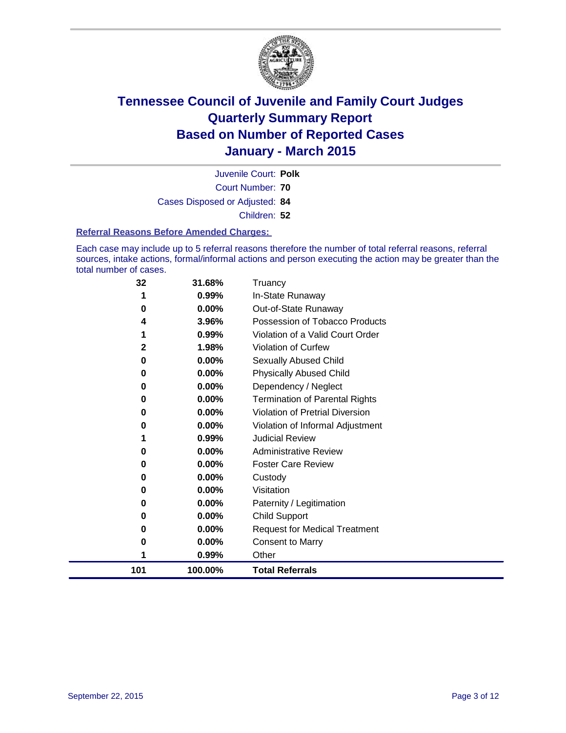# Tennessee Council of Juvenile and Family Court Judges
# Quarterly Summary Report
# Based on Number of Reported Cases
# January - March 2015

Juvenile Court: **Polk**

Court Number: **70**

Cases Disposed or Adjusted: **84**

Children: **52**

**Referral Reasons Before Amended Charges:**

Each case may include up to 5 referral reasons therefore the number of total referral reasons, referral sources, intake actions, formal/informal actions and person executing the action may be greater than the total number of cases.

| Count | Percent | Referral Reason |
|---|---|---|
| 32 | 31.68% | Truancy |
| 1 | 0.99% | In-State Runaway |
| 0 | 0.00% | Out-of-State Runaway |
| 4 | 3.96% | Possession of Tobacco Products |
| 1 | 0.99% | Violation of a Valid Court Order |
| 2 | 1.98% | Violation of Curfew |
| 0 | 0.00% | Sexually Abused Child |
| 0 | 0.00% | Physically Abused Child |
| 0 | 0.00% | Dependency / Neglect |
| 0 | 0.00% | Termination of Parental Rights |
| 0 | 0.00% | Violation of Pretrial Diversion |
| 0 | 0.00% | Violation of Informal Adjustment |
| 1 | 0.99% | Judicial Review |
| 0 | 0.00% | Administrative Review |
| 0 | 0.00% | Foster Care Review |
| 0 | 0.00% | Custody |
| 0 | 0.00% | Visitation |
| 0 | 0.00% | Paternity / Legitimation |
| 0 | 0.00% | Child Support |
| 0 | 0.00% | Request for Medical Treatment |
| 0 | 0.00% | Consent to Marry |
| 1 | 0.99% | Other |
| **101** | **100.00%** | **Total Referrals** |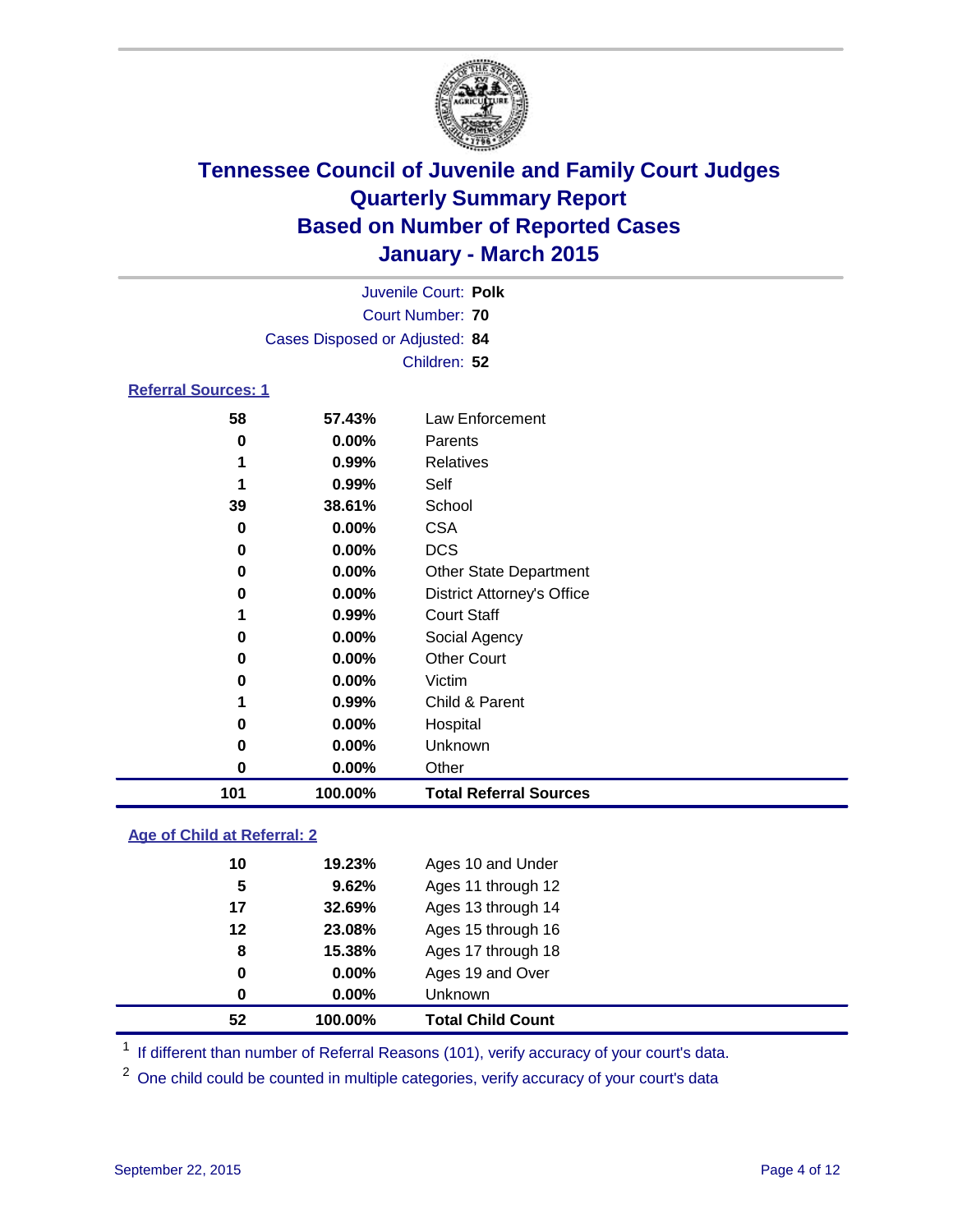# Tennessee Council of Juvenile and Family Court Judges
# Quarterly Summary Report
# Based on Number of Reported Cases
# January - March 2015

Juvenile Court: **Polk**

Court Number: **70**

Cases Disposed or Adjusted: **84**

Children: **52**

## Referral Sources: 1

| | | |
|---|---|---|
| 58 | 57.43% | Law Enforcement |
| 0 | 0.00% | Parents |
| 1 | 0.99% | Relatives |
| 1 | 0.99% | Self |
| 39 | 38.61% | School |
| 0 | 0.00% | CSA |
| 0 | 0.00% | DCS |
| 0 | 0.00% | Other State Department |
| 0 | 0.00% | District Attorney's Office |
| 1 | 0.99% | Court Staff |
| 0 | 0.00% | Social Agency |
| 0 | 0.00% | Other Court |
| 0 | 0.00% | Victim |
| 1 | 0.99% | Child & Parent |
| 0 | 0.00% | Hospital |
| 0 | 0.00% | Unknown |
| 0 | 0.00% | Other |
| **101** | **100.00%** | **Total Referral Sources** |

## Age of Child at Referral: 2

| | | |
|---|---|---|
| 10 | 19.23% | Ages 10 and Under |
| 5 | 9.62% | Ages 11 through 12 |
| 17 | 32.69% | Ages 13 through 14 |
| 12 | 23.08% | Ages 15 through 16 |
| 8 | 15.38% | Ages 17 through 18 |
| 0 | 0.00% | Ages 19 and Over |
| 0 | 0.00% | Unknown |
| **52** | **100.00%** | **Total Child Count** |

[1] If different than number of Referral Reasons (101), verify accuracy of your court's data.

[2] One child could be counted in multiple categories, verify accuracy of your court's data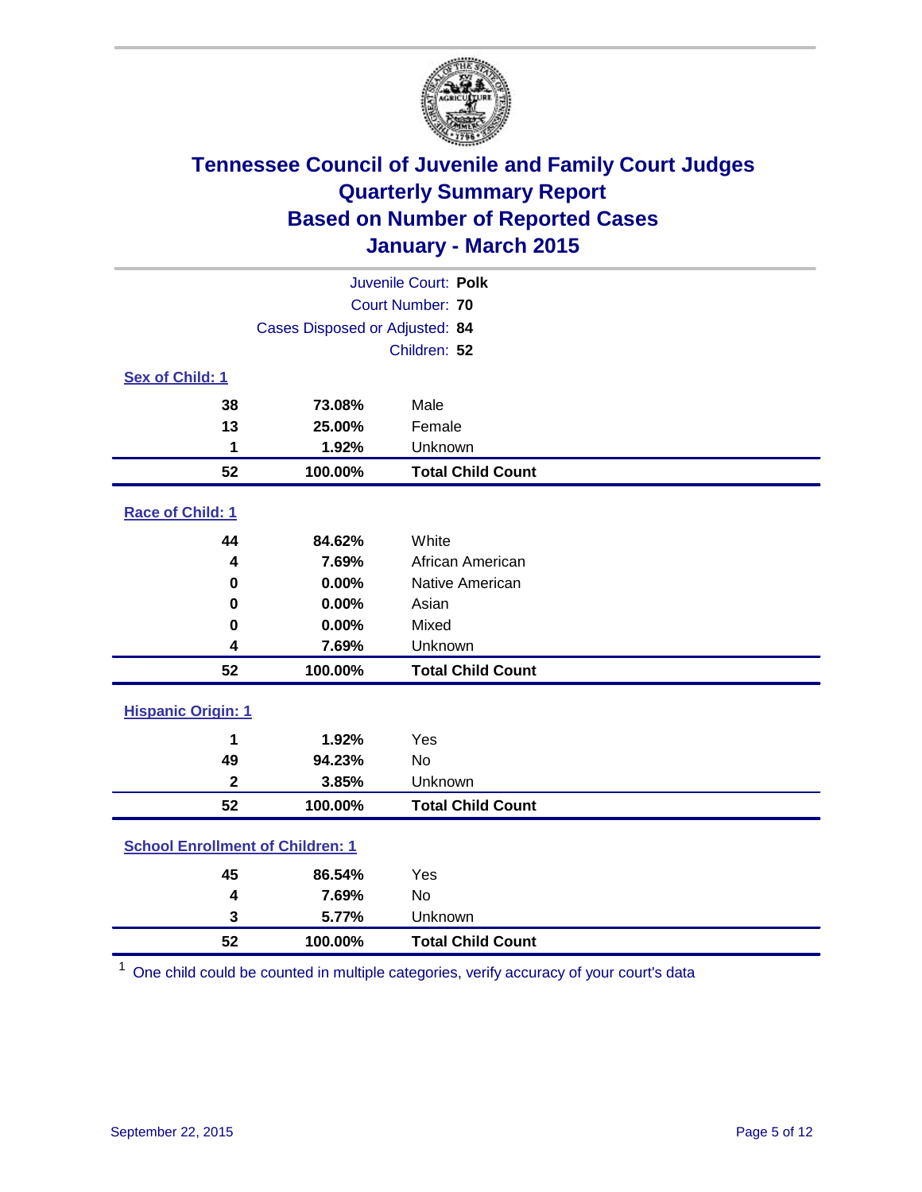# Tennessee Council of Juvenile and Family Court Judges
# Quarterly Summary Report
# Based on Number of Reported Cases
# January - March 2015

Juvenile Court: **Polk**
Court Number: **70**
Cases Disposed or Adjusted: **84**
Children: **52**

### Sex of Child: 1

| Count | Percent | Category |
|---|---|---|
| 38 | 73.08% | Male |
| 13 | 25.00% | Female |
| 1 | 1.92% | Unknown |
| **52** | **100.00%** | **Total Child Count** |

### Race of Child: 1

| Count | Percent | Category |
|---|---|---|
| 44 | 84.62% | White |
| 4 | 7.69% | African American |
| 0 | 0.00% | Native American |
| 0 | 0.00% | Asian |
| 0 | 0.00% | Mixed |
| 4 | 7.69% | Unknown |
| **52** | **100.00%** | **Total Child Count** |

### Hispanic Origin: 1

| Count | Percent | Category |
|---|---|---|
| 1 | 1.92% | Yes |
| 49 | 94.23% | No |
| 2 | 3.85% | Unknown |
| **52** | **100.00%** | **Total Child Count** |

### School Enrollment of Children: 1

| Count | Percent | Category |
|---|---|---|
| 45 | 86.54% | Yes |
| 4 | 7.69% | No |
| 3 | 5.77% | Unknown |
| **52** | **100.00%** | **Total Child Count** |

[1] One child could be counted in multiple categories, verify accuracy of your court's data

September 22, 2015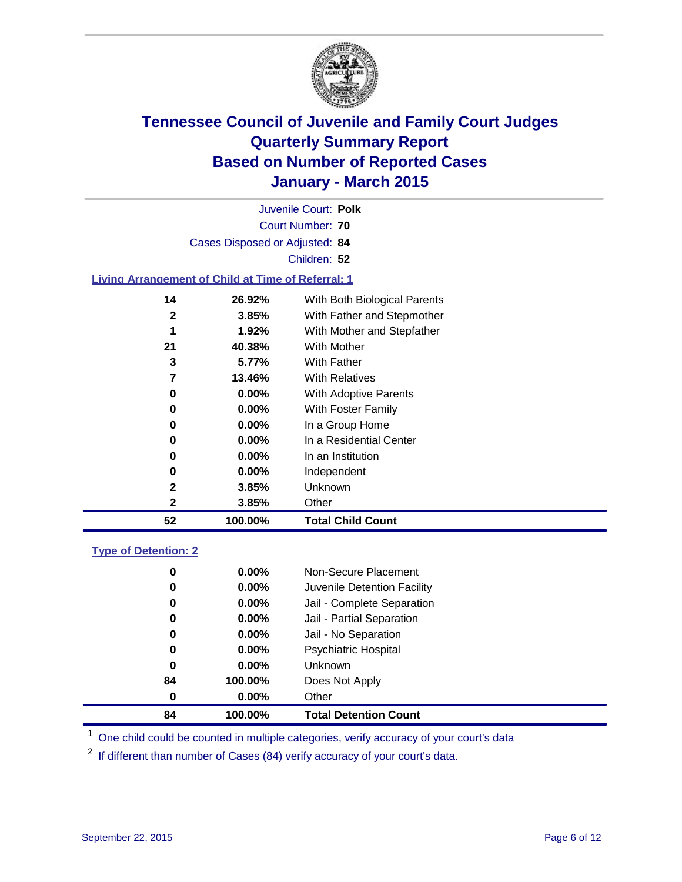# Tennessee Council of Juvenile and Family Court Judges
## Quarterly Summary Report
## Based on Number of Reported Cases
## January - March 2015

Juvenile Court: **Polk**
Court Number: **70**
Cases Disposed or Adjusted: **84**
Children: **52**

### Living Arrangement of Child at Time of Referral: 1

| | | |
|---|---|---|
| 14 | 26.92% | With Both Biological Parents |
| 2 | 3.85% | With Father and Stepmother |
| 1 | 1.92% | With Mother and Stepfather |
| 21 | 40.38% | With Mother |
| 3 | 5.77% | With Father |
| 7 | 13.46% | With Relatives |
| 0 | 0.00% | With Adoptive Parents |
| 0 | 0.00% | With Foster Family |
| 0 | 0.00% | In a Group Home |
| 0 | 0.00% | In a Residential Center |
| 0 | 0.00% | In an Institution |
| 0 | 0.00% | Independent |
| 2 | 3.85% | Unknown |
| 2 | 3.85% | Other |
| **52** | **100.00%** | **Total Child Count** |

### Type of Detention: 2

| | | |
|---|---|---|
| 0 | 0.00% | Non-Secure Placement |
| 0 | 0.00% | Juvenile Detention Facility |
| 0 | 0.00% | Jail - Complete Separation |
| 0 | 0.00% | Jail - Partial Separation |
| 0 | 0.00% | Jail - No Separation |
| 0 | 0.00% | Psychiatric Hospital |
| 0 | 0.00% | Unknown |
| 84 | 100.00% | Does Not Apply |
| 0 | 0.00% | Other |
| **84** | **100.00%** | **Total Detention Count** |

[1] One child could be counted in multiple categories, verify accuracy of your court's data

[2] If different than number of Cases (84) verify accuracy of your court's data.

September 22, 2015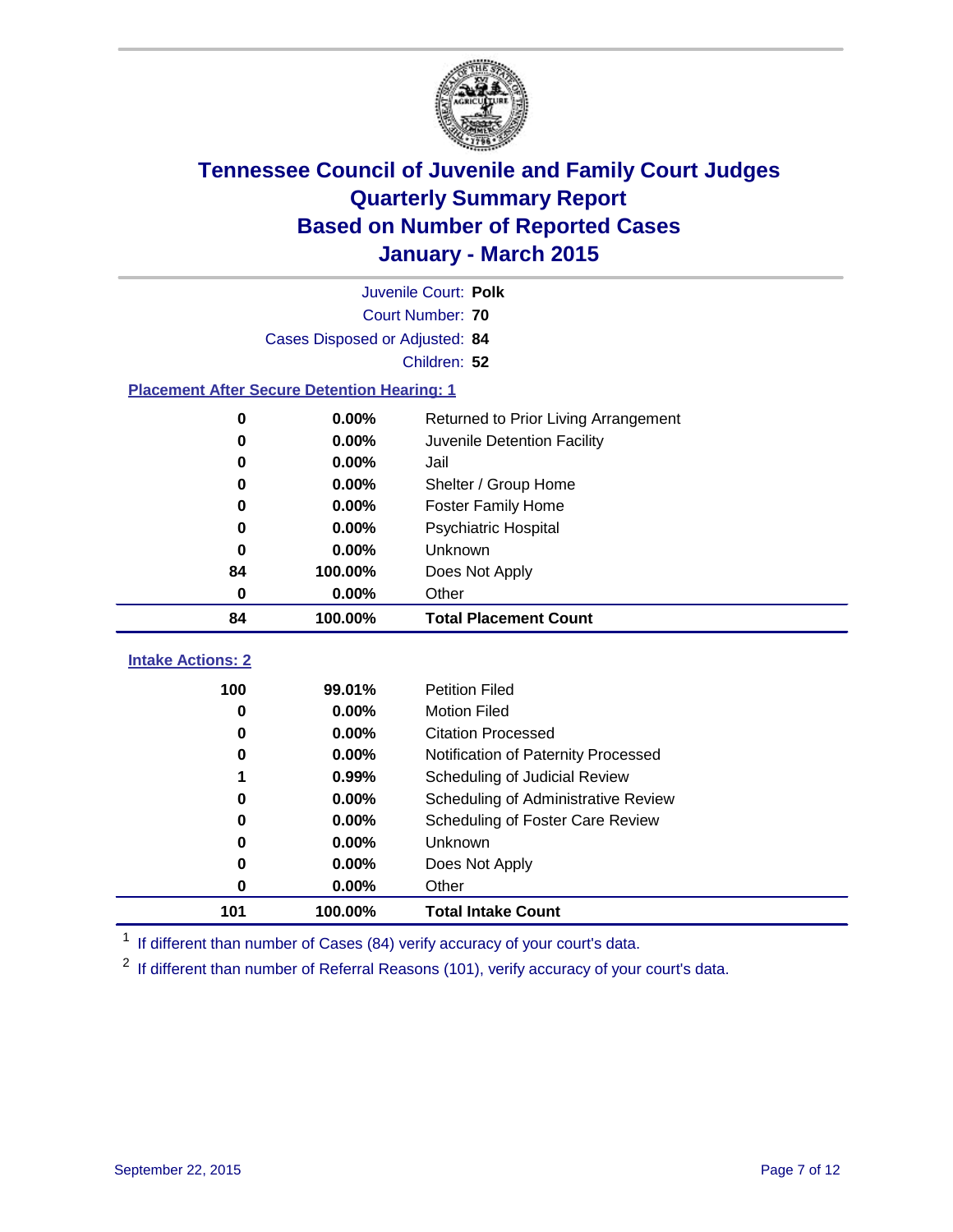# Tennessee Council of Juvenile and Family Court Judges
# Quarterly Summary Report
# Based on Number of Reported Cases
# January - March 2015

Juvenile Court: **Polk**

Court Number: **70**

Cases Disposed or Adjusted: **84**

Children: **52**

### Placement After Secure Detention Hearing: 1

| Count | Percent | Placement |
|---|---|---|
| 0 | 0.00% | Returned to Prior Living Arrangement |
| 0 | 0.00% | Juvenile Detention Facility |
| 0 | 0.00% | Jail |
| 0 | 0.00% | Shelter / Group Home |
| 0 | 0.00% | Foster Family Home |
| 0 | 0.00% | Psychiatric Hospital |
| 0 | 0.00% | Unknown |
| 84 | 100.00% | Does Not Apply |
| 0 | 0.00% | Other |
| **84** | **100.00%** | **Total Placement Count** |

### Intake Actions: 2

| Count | Percent | Intake Action |
|---|---|---|
| 100 | 99.01% | Petition Filed |
| 0 | 0.00% | Motion Filed |
| 0 | 0.00% | Citation Processed |
| 0 | 0.00% | Notification of Paternity Processed |
| 1 | 0.99% | Scheduling of Judicial Review |
| 0 | 0.00% | Scheduling of Administrative Review |
| 0 | 0.00% | Scheduling of Foster Care Review |
| 0 | 0.00% | Unknown |
| 0 | 0.00% | Does Not Apply |
| 0 | 0.00% | Other |
| **101** | **100.00%** | **Total Intake Count** |

[1] If different than number of Cases (84) verify accuracy of your court's data.

[2] If different than number of Referral Reasons (101), verify accuracy of your court's data.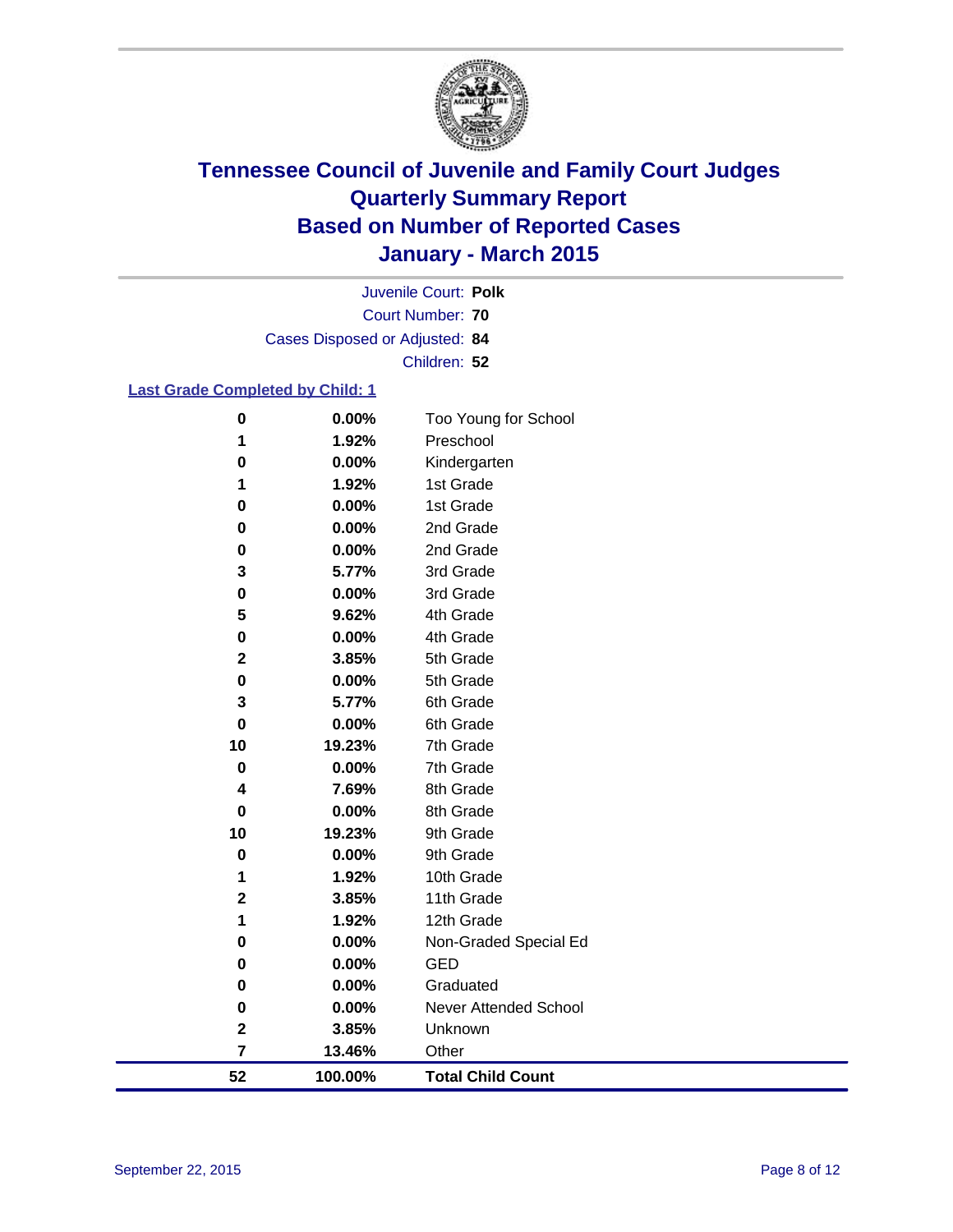# Tennessee Council of Juvenile and Family Court Judges
## Quarterly Summary Report
## Based on Number of Reported Cases
## January - March 2015

Juvenile Court: **Polk**
Court Number: **70**
Cases Disposed or Adjusted: **84**
Children: **52**

### Last Grade Completed by Child: 1

| Count | Percent | Grade |
|---|---|---|
| **0** | **0.00%** | Too Young for School |
| **1** | **1.92%** | Preschool |
| **0** | **0.00%** | Kindergarten |
| **1** | **1.92%** | 1st Grade |
| **0** | **0.00%** | 1st Grade |
| **0** | **0.00%** | 2nd Grade |
| **0** | **0.00%** | 2nd Grade |
| **3** | **5.77%** | 3rd Grade |
| **0** | **0.00%** | 3rd Grade |
| **5** | **9.62%** | 4th Grade |
| **0** | **0.00%** | 4th Grade |
| **2** | **3.85%** | 5th Grade |
| **0** | **0.00%** | 5th Grade |
| **3** | **5.77%** | 6th Grade |
| **0** | **0.00%** | 6th Grade |
| **10** | **19.23%** | 7th Grade |
| **0** | **0.00%** | 7th Grade |
| **4** | **7.69%** | 8th Grade |
| **0** | **0.00%** | 8th Grade |
| **10** | **19.23%** | 9th Grade |
| **0** | **0.00%** | 9th Grade |
| **1** | **1.92%** | 10th Grade |
| **2** | **3.85%** | 11th Grade |
| **1** | **1.92%** | 12th Grade |
| **0** | **0.00%** | Non-Graded Special Ed |
| **0** | **0.00%** | GED |
| **0** | **0.00%** | Graduated |
| **0** | **0.00%** | Never Attended School |
| **2** | **3.85%** | Unknown |
| **7** | **13.46%** | Other |
| **52** | **100.00%** | **Total Child Count** |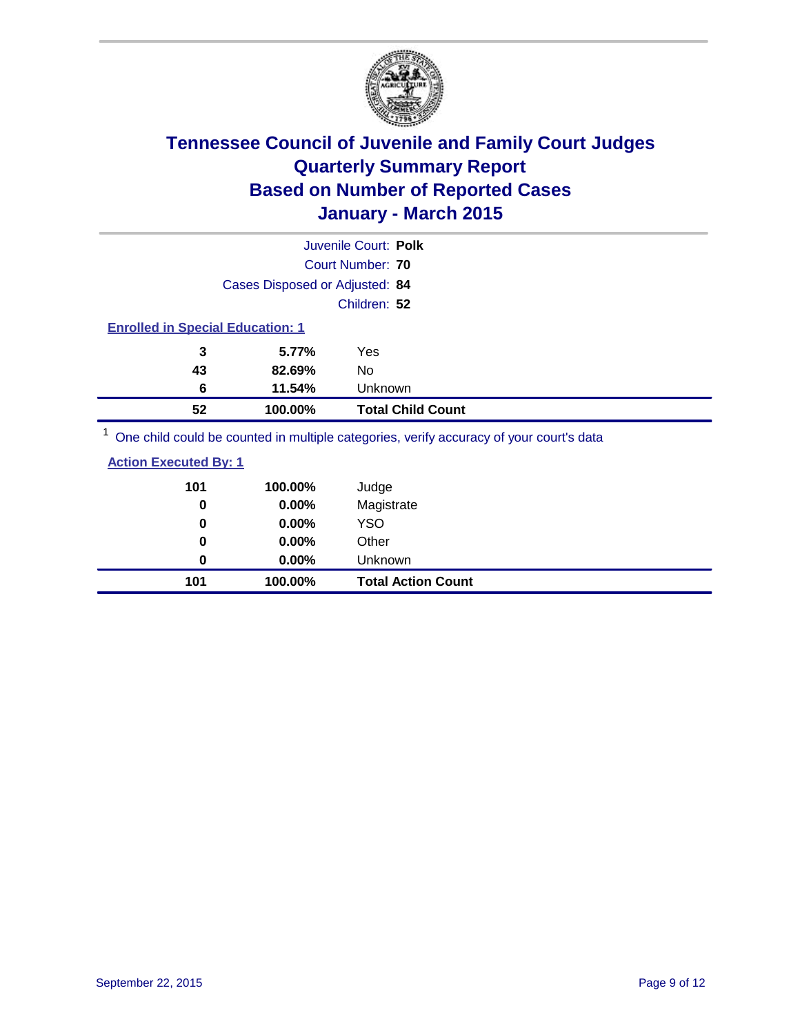# Tennessee Council of Juvenile and Family Court Judges
# Quarterly Summary Report
# Based on Number of Reported Cases
# January - March 2015

Juvenile Court: **Polk**

Court Number: **70**

Cases Disposed or Adjusted: **84**

Children: **52**

**Enrolled in Special Education: 1**

| | | |
|---|---|---|
| 3 | 5.77% | Yes |
| 43 | 82.69% | No |
| 6 | 11.54% | Unknown |
| **52** | **100.00%** | **Total Child Count** |

[1] One child could be counted in multiple categories, verify accuracy of your court's data

**Action Executed By: 1**

| | | |
|---|---|---|
| 101 | 100.00% | Judge |
| 0 | 0.00% | Magistrate |
| 0 | 0.00% | YSO |
| 0 | 0.00% | Other |
| 0 | 0.00% | Unknown |
| **101** | **100.00%** | **Total Action Count** |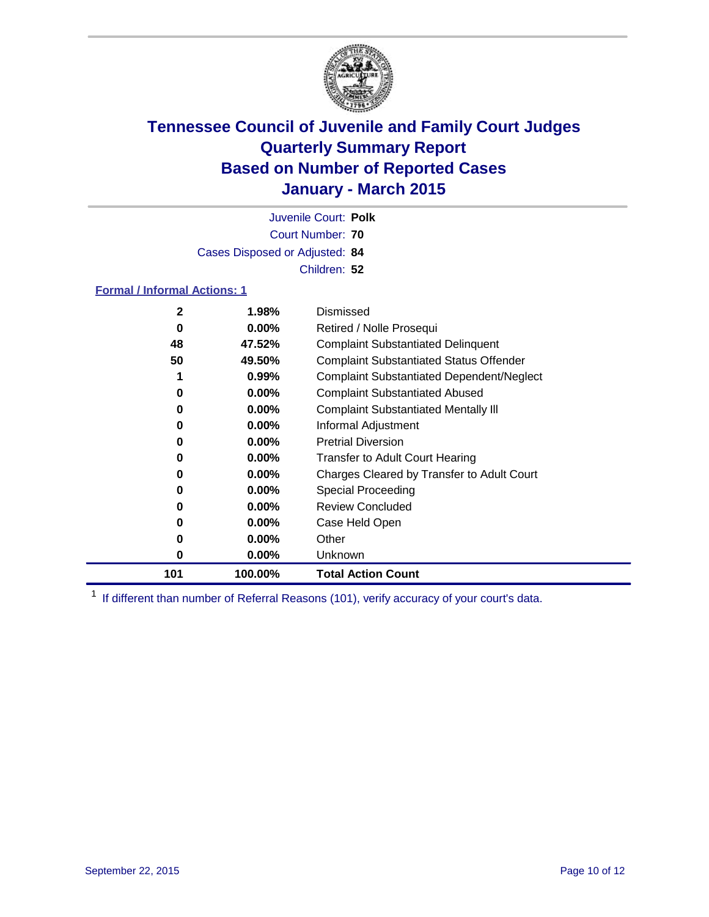# Tennessee Council of Juvenile and Family Court Judges
## Quarterly Summary Report
## Based on Number of Reported Cases
## January - March 2015

Juvenile Court: **Polk**

Court Number: **70**

Cases Disposed or Adjusted: **84**

Children: **52**

**Formal / Informal Actions: 1**

| Count | Percent | Action |
|---|---|---|
| 2 | 1.98% | Dismissed |
| 0 | 0.00% | Retired / Nolle Prosequi |
| 48 | 47.52% | Complaint Substantiated Delinquent |
| 50 | 49.50% | Complaint Substantiated Status Offender |
| 1 | 0.99% | Complaint Substantiated Dependent/Neglect |
| 0 | 0.00% | Complaint Substantiated Abused |
| 0 | 0.00% | Complaint Substantiated Mentally Ill |
| 0 | 0.00% | Informal Adjustment |
| 0 | 0.00% | Pretrial Diversion |
| 0 | 0.00% | Transfer to Adult Court Hearing |
| 0 | 0.00% | Charges Cleared by Transfer to Adult Court |
| 0 | 0.00% | Special Proceeding |
| 0 | 0.00% | Review Concluded |
| 0 | 0.00% | Case Held Open |
| 0 | 0.00% | Other |
| 0 | 0.00% | Unknown |
| **101** | **100.00%** | **Total Action Count** |

[1] If different than number of Referral Reasons (101), verify accuracy of your court's data.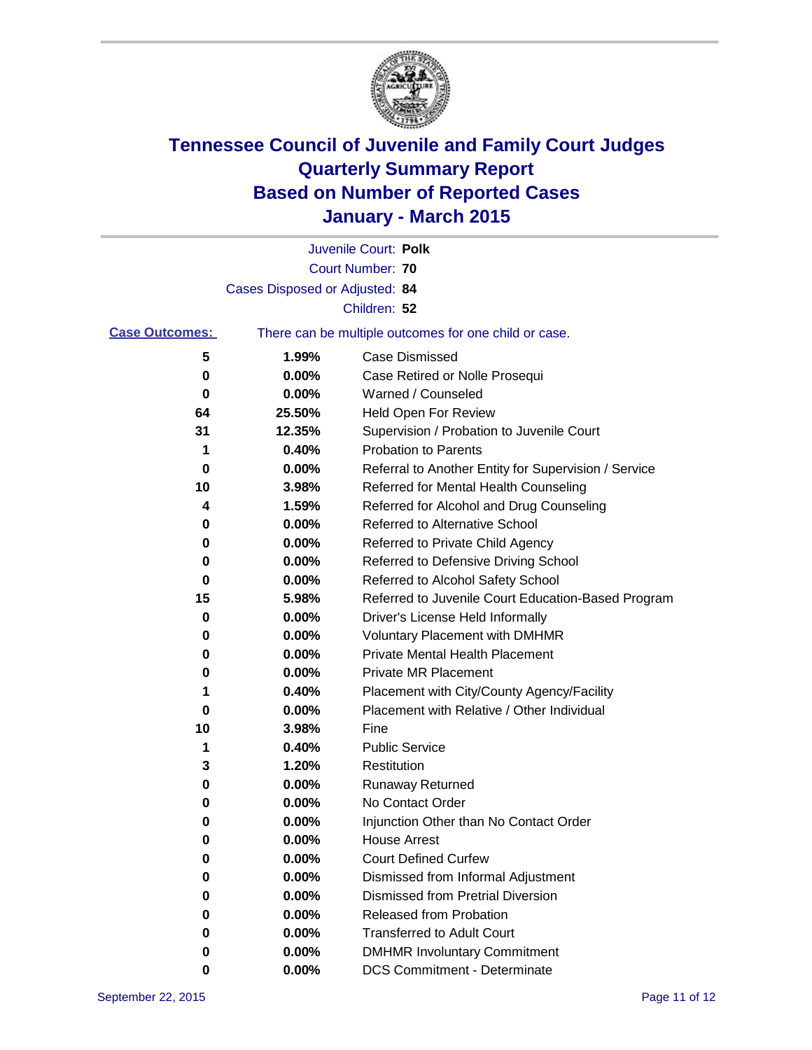# Tennessee Council of Juvenile and Family Court Judges
# Quarterly Summary Report
# Based on Number of Reported Cases
# January - March 2015

Juvenile Court: **Polk**

Court Number: **70**

Cases Disposed or Adjusted: **84**

Children: **52**

**Case Outcomes:** There can be multiple outcomes for one child or case.

| Count | Percent | Outcome |
|---|---|---|
| **5** | **1.99%** | Case Dismissed |
| **0** | **0.00%** | Case Retired or Nolle Prosequi |
| **0** | **0.00%** | Warned / Counseled |
| **64** | **25.50%** | Held Open For Review |
| **31** | **12.35%** | Supervision / Probation to Juvenile Court |
| **1** | **0.40%** | Probation to Parents |
| **0** | **0.00%** | Referral to Another Entity for Supervision / Service |
| **10** | **3.98%** | Referred for Mental Health Counseling |
| **4** | **1.59%** | Referred for Alcohol and Drug Counseling |
| **0** | **0.00%** | Referred to Alternative School |
| **0** | **0.00%** | Referred to Private Child Agency |
| **0** | **0.00%** | Referred to Defensive Driving School |
| **0** | **0.00%** | Referred to Alcohol Safety School |
| **15** | **5.98%** | Referred to Juvenile Court Education-Based Program |
| **0** | **0.00%** | Driver's License Held Informally |
| **0** | **0.00%** | Voluntary Placement with DMHMR |
| **0** | **0.00%** | Private Mental Health Placement |
| **0** | **0.00%** | Private MR Placement |
| **1** | **0.40%** | Placement with City/County Agency/Facility |
| **0** | **0.00%** | Placement with Relative / Other Individual |
| **10** | **3.98%** | Fine |
| **1** | **0.40%** | Public Service |
| **3** | **1.20%** | Restitution |
| **0** | **0.00%** | Runaway Returned |
| **0** | **0.00%** | No Contact Order |
| **0** | **0.00%** | Injunction Other than No Contact Order |
| **0** | **0.00%** | House Arrest |
| **0** | **0.00%** | Court Defined Curfew |
| **0** | **0.00%** | Dismissed from Informal Adjustment |
| **0** | **0.00%** | Dismissed from Pretrial Diversion |
| **0** | **0.00%** | Released from Probation |
| **0** | **0.00%** | Transferred to Adult Court |
| **0** | **0.00%** | DMHMR Involuntary Commitment |
| **0** | **0.00%** | DCS Commitment - Determinate |

September 22, 2015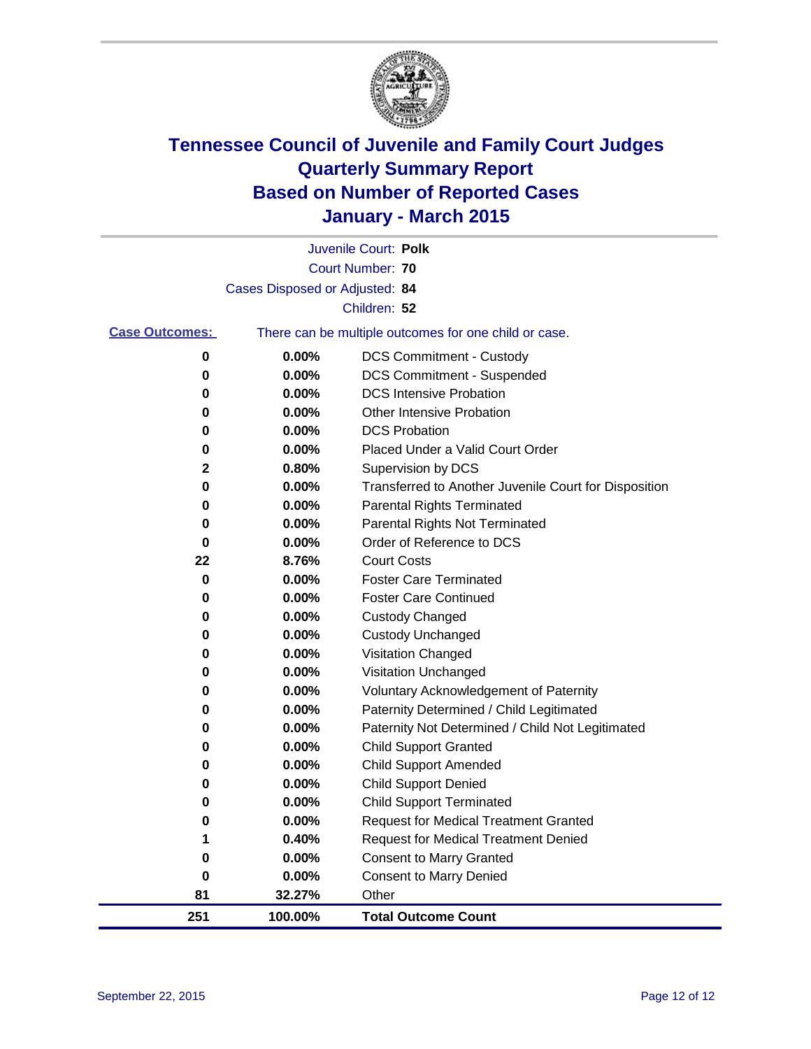# Tennessee Council of Juvenile and Family Court Judges
# Quarterly Summary Report
# Based on Number of Reported Cases
# January - March 2015

Juvenile Court: **Polk**

Court Number: **70**

Cases Disposed or Adjusted: **84**

Children: **52**

**Case Outcomes:** There can be multiple outcomes for one child or case.

| | | |
|---|---|---|
| 0 | 0.00% | DCS Commitment - Custody |
| 0 | 0.00% | DCS Commitment - Suspended |
| 0 | 0.00% | DCS Intensive Probation |
| 0 | 0.00% | Other Intensive Probation |
| 0 | 0.00% | DCS Probation |
| 0 | 0.00% | Placed Under a Valid Court Order |
| 2 | 0.80% | Supervision by DCS |
| 0 | 0.00% | Transferred to Another Juvenile Court for Disposition |
| 0 | 0.00% | Parental Rights Terminated |
| 0 | 0.00% | Parental Rights Not Terminated |
| 0 | 0.00% | Order of Reference to DCS |
| 22 | 8.76% | Court Costs |
| 0 | 0.00% | Foster Care Terminated |
| 0 | 0.00% | Foster Care Continued |
| 0 | 0.00% | Custody Changed |
| 0 | 0.00% | Custody Unchanged |
| 0 | 0.00% | Visitation Changed |
| 0 | 0.00% | Visitation Unchanged |
| 0 | 0.00% | Voluntary Acknowledgement of Paternity |
| 0 | 0.00% | Paternity Determined / Child Legitimated |
| 0 | 0.00% | Paternity Not Determined / Child Not Legitimated |
| 0 | 0.00% | Child Support Granted |
| 0 | 0.00% | Child Support Amended |
| 0 | 0.00% | Child Support Denied |
| 0 | 0.00% | Child Support Terminated |
| 0 | 0.00% | Request for Medical Treatment Granted |
| 1 | 0.40% | Request for Medical Treatment Denied |
| 0 | 0.00% | Consent to Marry Granted |
| 0 | 0.00% | Consent to Marry Denied |
| 81 | 32.27% | Other |
| **251** | **100.00%** | **Total Outcome Count** |

September 22, 2015